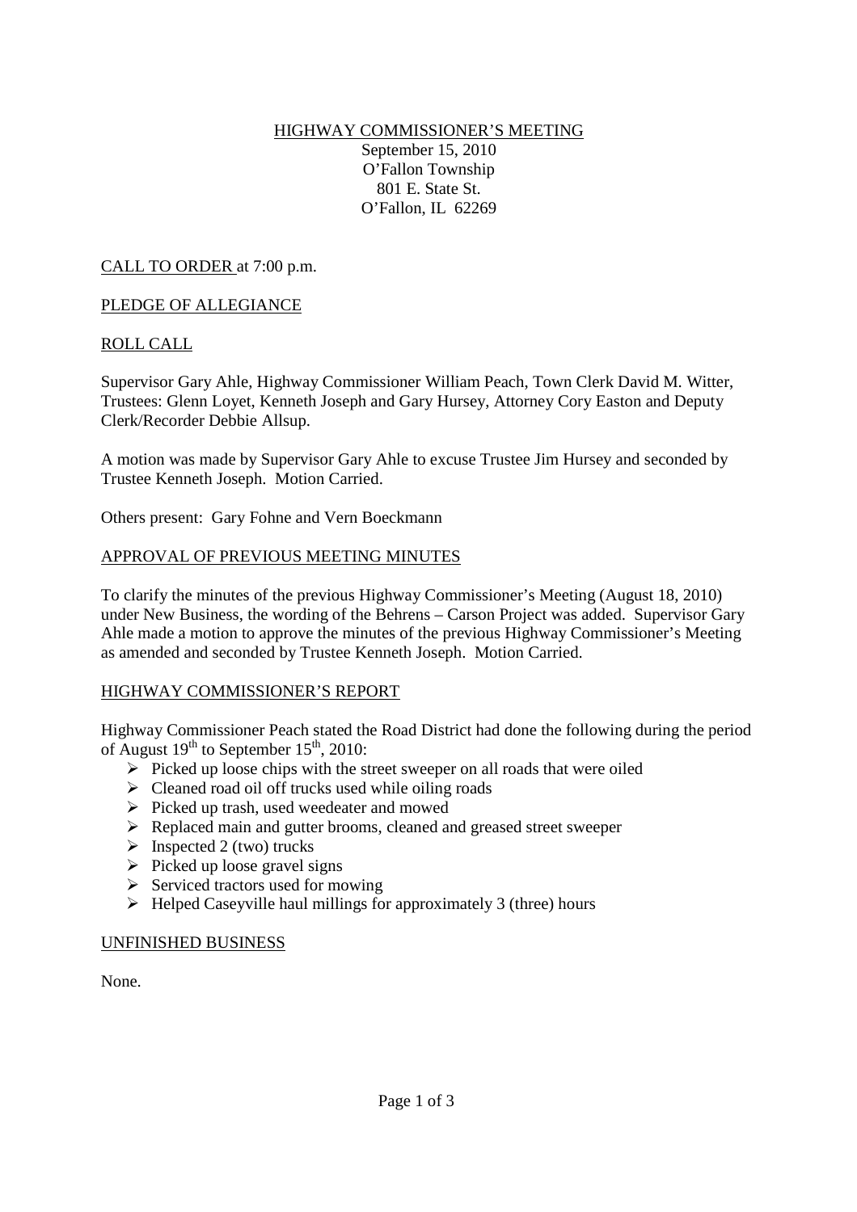# HIGHWAY COMMISSIONER'S MEETING

September 15, 2010
O'Fallon Township
801 E. State St.
O'Fallon, IL 62269

CALL TO ORDER at 7:00 p.m.

PLEDGE OF ALLEGIANCE

ROLL CALL

Supervisor Gary Ahle, Highway Commissioner William Peach, Town Clerk David M. Witter, Trustees: Glenn Loyet, Kenneth Joseph and Gary Hursey, Attorney Cory Easton and Deputy Clerk/Recorder Debbie Allsup.

A motion was made by Supervisor Gary Ahle to excuse Trustee Jim Hursey and seconded by Trustee Kenneth Joseph. Motion Carried.

Others present: Gary Fohne and Vern Boeckmann

APPROVAL OF PREVIOUS MEETING MINUTES

To clarify the minutes of the previous Highway Commissioner's Meeting (August 18, 2010) under New Business, the wording of the Behrens – Carson Project was added. Supervisor Gary Ahle made a motion to approve the minutes of the previous Highway Commissioner's Meeting as amended and seconded by Trustee Kenneth Joseph. Motion Carried.

HIGHWAY COMMISSIONER'S REPORT

Highway Commissioner Peach stated the Road District had done the following during the period of August 19th to September 15th, 2010:

- Picked up loose chips with the street sweeper on all roads that were oiled
- Cleaned road oil off trucks used while oiling roads
- Picked up trash, used weedeater and mowed
- Replaced main and gutter brooms, cleaned and greased street sweeper
- Inspected 2 (two) trucks
- Picked up loose gravel signs
- Serviced tractors used for mowing
- Helped Caseyville haul millings for approximately 3 (three) hours

UNFINISHED BUSINESS

None.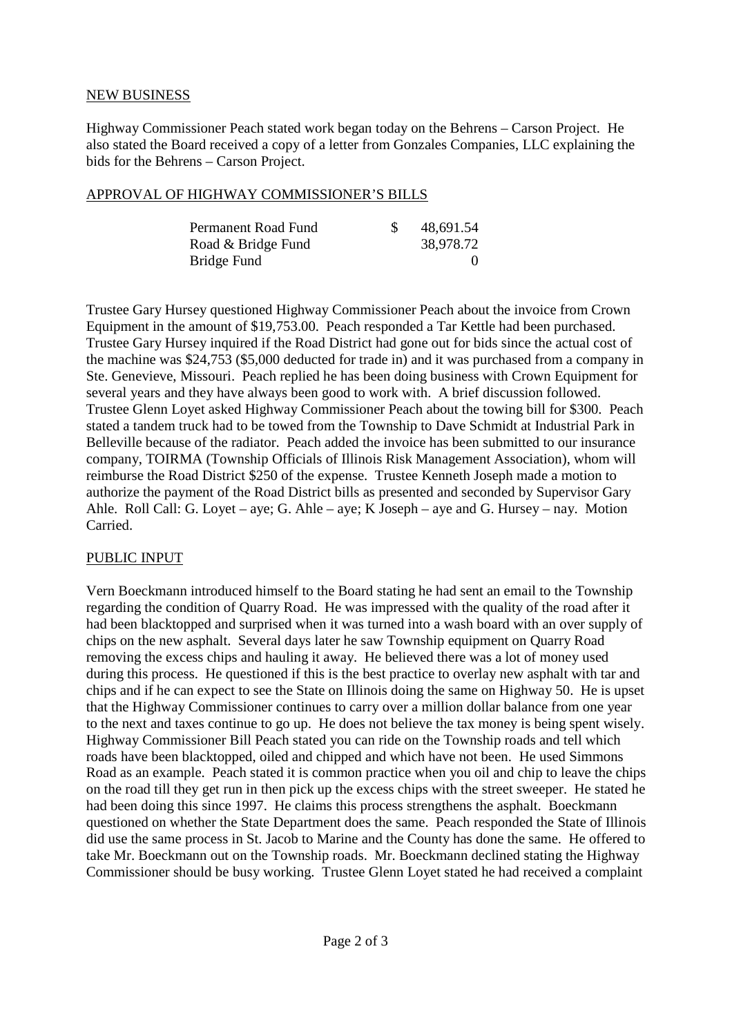## NEW BUSINESS

Highway Commissioner Peach stated work began today on the Behrens – Carson Project. He also stated the Board received a copy of a letter from Gonzales Companies, LLC explaining the bids for the Behrens – Carson Project.

## APPROVAL OF HIGHWAY COMMISSIONER'S BILLS

| | |
|---|---|
| Permanent Road Fund | $ 48,691.54 |
| Road & Bridge Fund | 38,978.72 |
| Bridge Fund | 0 |

Trustee Gary Hursey questioned Highway Commissioner Peach about the invoice from Crown Equipment in the amount of $19,753.00. Peach responded a Tar Kettle had been purchased. Trustee Gary Hursey inquired if the Road District had gone out for bids since the actual cost of the machine was $24,753 ($5,000 deducted for trade in) and it was purchased from a company in Ste. Genevieve, Missouri. Peach replied he has been doing business with Crown Equipment for several years and they have always been good to work with. A brief discussion followed. Trustee Glenn Loyet asked Highway Commissioner Peach about the towing bill for $300. Peach stated a tandem truck had to be towed from the Township to Dave Schmidt at Industrial Park in Belleville because of the radiator. Peach added the invoice has been submitted to our insurance company, TOIRMA (Township Officials of Illinois Risk Management Association), whom will reimburse the Road District $250 of the expense. Trustee Kenneth Joseph made a motion to authorize the payment of the Road District bills as presented and seconded by Supervisor Gary Ahle. Roll Call: G. Loyet – aye; G. Ahle – aye; K Joseph – aye and G. Hursey – nay. Motion Carried.

## PUBLIC INPUT

Vern Boeckmann introduced himself to the Board stating he had sent an email to the Township regarding the condition of Quarry Road. He was impressed with the quality of the road after it had been blacktopped and surprised when it was turned into a wash board with an over supply of chips on the new asphalt. Several days later he saw Township equipment on Quarry Road removing the excess chips and hauling it away. He believed there was a lot of money used during this process. He questioned if this is the best practice to overlay new asphalt with tar and chips and if he can expect to see the State on Illinois doing the same on Highway 50. He is upset that the Highway Commissioner continues to carry over a million dollar balance from one year to the next and taxes continue to go up. He does not believe the tax money is being spent wisely. Highway Commissioner Bill Peach stated you can ride on the Township roads and tell which roads have been blacktopped, oiled and chipped and which have not been. He used Simmons Road as an example. Peach stated it is common practice when you oil and chip to leave the chips on the road till they get run in then pick up the excess chips with the street sweeper. He stated he had been doing this since 1997. He claims this process strengthens the asphalt. Boeckmann questioned on whether the State Department does the same. Peach responded the State of Illinois did use the same process in St. Jacob to Marine and the County has done the same. He offered to take Mr. Boeckmann out on the Township roads. Mr. Boeckmann declined stating the Highway Commissioner should be busy working. Trustee Glenn Loyet stated he had received a complaint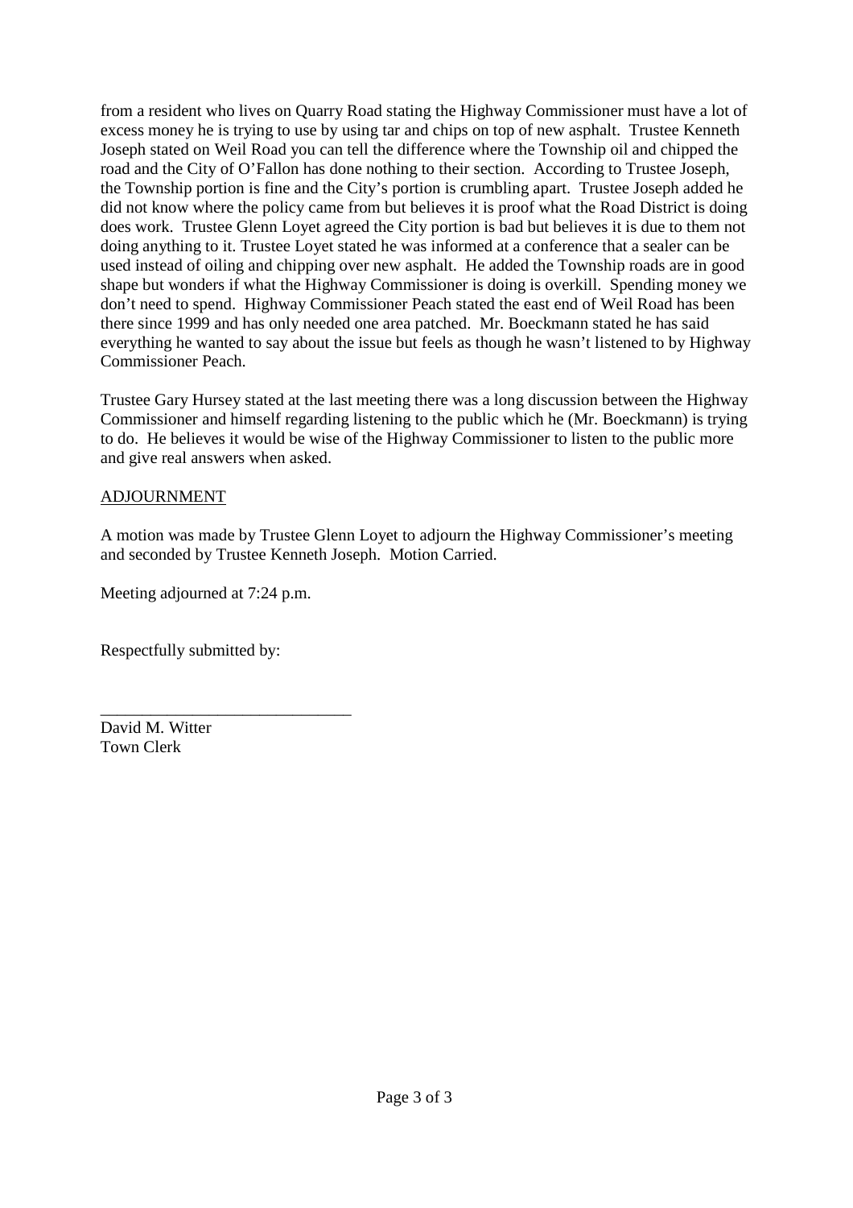from a resident who lives on Quarry Road stating the Highway Commissioner must have a lot of excess money he is trying to use by using tar and chips on top of new asphalt. Trustee Kenneth Joseph stated on Weil Road you can tell the difference where the Township oil and chipped the road and the City of O'Fallon has done nothing to their section. According to Trustee Joseph, the Township portion is fine and the City's portion is crumbling apart. Trustee Joseph added he did not know where the policy came from but believes it is proof what the Road District is doing does work. Trustee Glenn Loyet agreed the City portion is bad but believes it is due to them not doing anything to it. Trustee Loyet stated he was informed at a conference that a sealer can be used instead of oiling and chipping over new asphalt. He added the Township roads are in good shape but wonders if what the Highway Commissioner is doing is overkill. Spending money we don't need to spend. Highway Commissioner Peach stated the east end of Weil Road has been there since 1999 and has only needed one area patched. Mr. Boeckmann stated he has said everything he wanted to say about the issue but feels as though he wasn't listened to by Highway Commissioner Peach.

Trustee Gary Hursey stated at the last meeting there was a long discussion between the Highway Commissioner and himself regarding listening to the public which he (Mr. Boeckmann) is trying to do. He believes it would be wise of the Highway Commissioner to listen to the public more and give real answers when asked.

ADJOURNMENT

A motion was made by Trustee Glenn Loyet to adjourn the Highway Commissioner's meeting and seconded by Trustee Kenneth Joseph. Motion Carried.

Meeting adjourned at 7:24 p.m.

Respectfully submitted by:

_______________________________

David M. Witter
Town Clerk